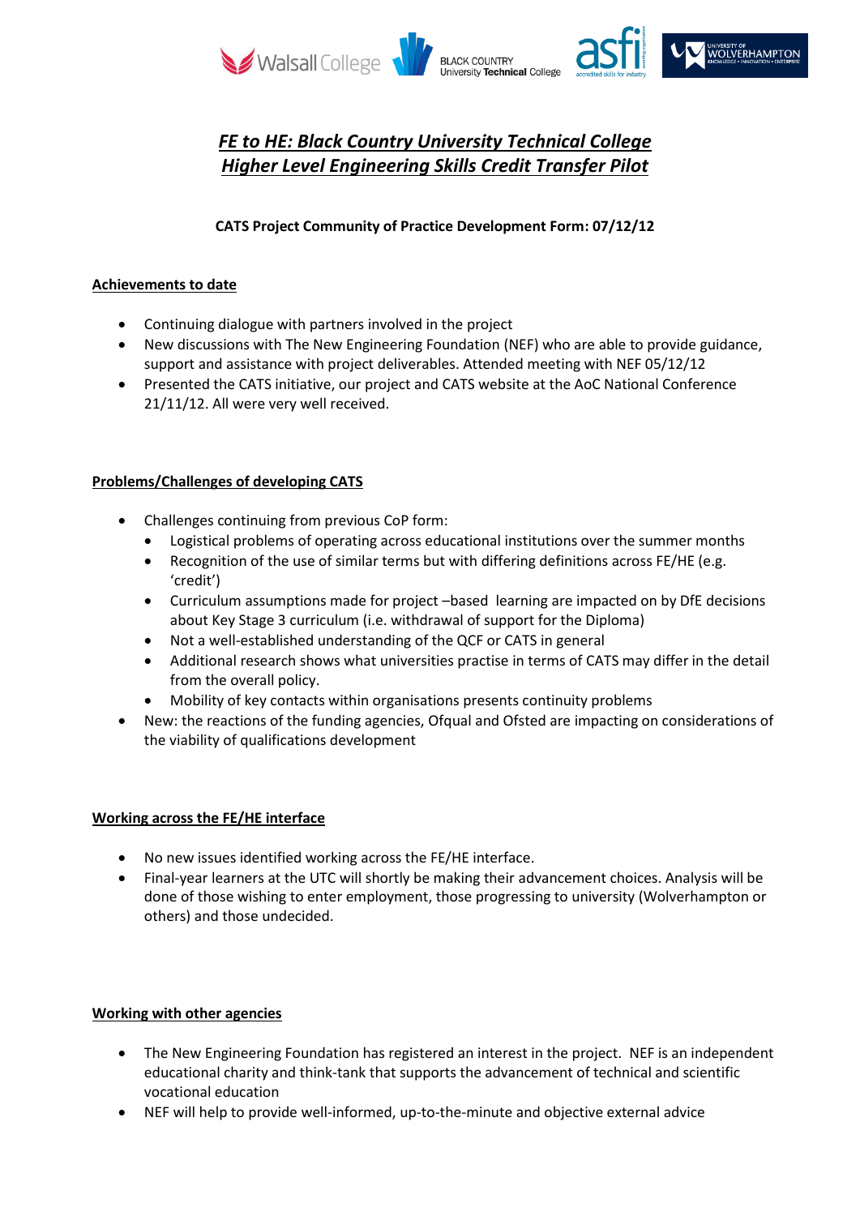# *FE to HE: Black Country University Technical College Higher Level Engineering Skills Credit Transfer Pilot*

**CATS Project Community of Practice Development Form: 07/12/12**

## Achievements to date

- Continuing dialogue with partners involved in the project
- New discussions with The New Engineering Foundation (NEF) who are able to provide guidance, support and assistance with project deliverables. Attended meeting with NEF 05/12/12
- Presented the CATS initiative, our project and CATS website at the AoC National Conference 21/11/12. All were very well received.

## Problems/Challenges of developing CATS

- Challenges continuing from previous CoP form:
  - Logistical problems of operating across educational institutions over the summer months
  - Recognition of the use of similar terms but with differing definitions across FE/HE (e.g. 'credit')
  - Curriculum assumptions made for project –based learning are impacted on by DfE decisions about Key Stage 3 curriculum (i.e. withdrawal of support for the Diploma)
  - Not a well-established understanding of the QCF or CATS in general
  - Additional research shows what universities practise in terms of CATS may differ in the detail from the overall policy.
  - Mobility of key contacts within organisations presents continuity problems
- New: the reactions of the funding agencies, Ofqual and Ofsted are impacting on considerations of the viability of qualifications development

## Working across the FE/HE interface

- No new issues identified working across the FE/HE interface.
- Final-year learners at the UTC will shortly be making their advancement choices. Analysis will be done of those wishing to enter employment, those progressing to university (Wolverhampton or others) and those undecided.

## Working with other agencies

- The New Engineering Foundation has registered an interest in the project. NEF is an independent educational charity and think-tank that supports the advancement of technical and scientific vocational education
- NEF will help to provide well-informed, up-to-the-minute and objective external advice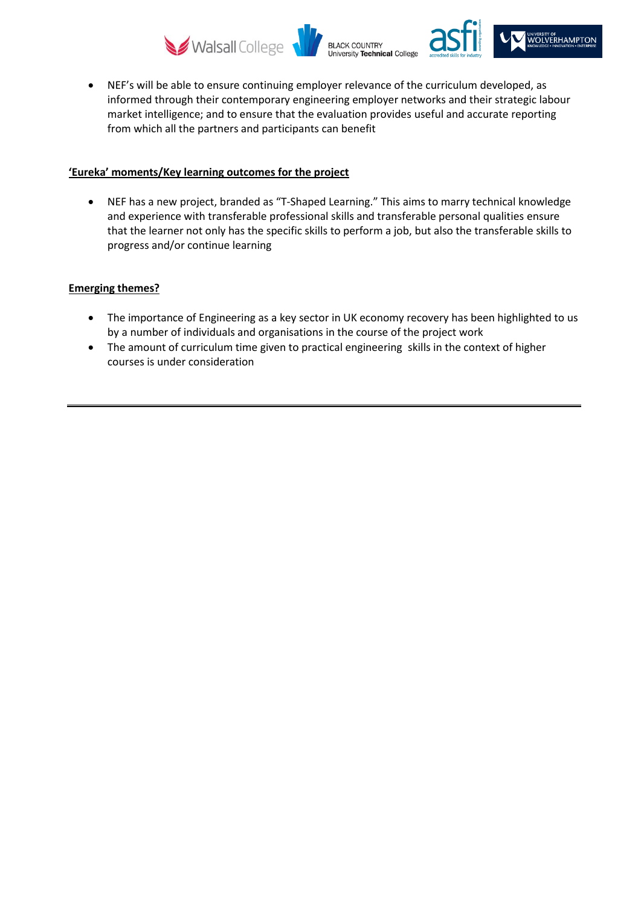- NEF's will be able to ensure continuing employer relevance of the curriculum developed, as informed through their contemporary engineering employer networks and their strategic labour market intelligence; and to ensure that the evaluation provides useful and accurate reporting from which all the partners and participants can benefit

**'Eureka' moments/Key learning outcomes for the project**

- NEF has a new project, branded as "T-Shaped Learning." This aims to marry technical knowledge and experience with transferable professional skills and transferable personal qualities ensure that the learner not only has the specific skills to perform a job, but also the transferable skills to progress and/or continue learning

**Emerging themes?**

- The importance of Engineering as a key sector in UK economy recovery has been highlighted to us by a number of individuals and organisations in the course of the project work
- The amount of curriculum time given to practical engineering skills in the context of higher courses is under consideration